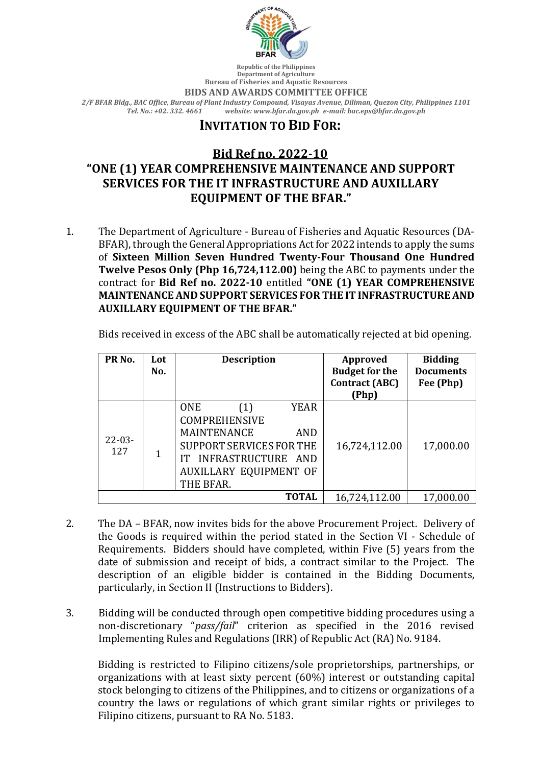Republic of the Philippines
Department of Agriculture
Bureau of Fisheries and Aquatic Resources
**BIDS AND AWARDS COMMITTEE OFFICE**
*2/F BFAR Bldg., BAC Office, Bureau of Plant Industry Compound, Visayas Avenue, Diliman, Quezon City, Philippines 1101*
*Tel. No.: +02. 332. 4661 website: www.bfar.da.gov.ph e-mail: bac.eps@bfar.da.gov.ph*

# INVITATION TO BID FOR:

## Bid Ref no. 2022-10
## "ONE (1) YEAR COMPREHENSIVE MAINTENANCE AND SUPPORT SERVICES FOR THE IT INFRASTRUCTURE AND AUXILLARY EQUIPMENT OF THE BFAR."

1. The Department of Agriculture - Bureau of Fisheries and Aquatic Resources (DA-BFAR), through the General Appropriations Act for 2022 intends to apply the sums of **Sixteen Million Seven Hundred Twenty-Four Thousand One Hundred Twelve Pesos Only (Php 16,724,112.00)** being the ABC to payments under the contract for **Bid Ref no. 2022-10** entitled **"ONE (1) YEAR COMPREHENSIVE MAINTENANCE AND SUPPORT SERVICES FOR THE IT INFRASTRUCTURE AND AUXILLARY EQUIPMENT OF THE BFAR."**

   Bids received in excess of the ABC shall be automatically rejected at bid opening.

| PR No. | Lot No. | Description | Approved Budget for the Contract (ABC) (Php) | Bidding Documents Fee (Php) |
|---|---|---|---|---|
| 22-03-127 | 1 | ONE (1) YEAR COMPREHENSIVE MAINTENANCE AND SUPPORT SERVICES FOR THE IT INFRASTRUCTURE AND AUXILLARY EQUIPMENT OF THE BFAR. | 16,724,112.00 | 17,000.00 |
| | | **TOTAL** | 16,724,112.00 | 17,000.00 |

2. The DA – BFAR, now invites bids for the above Procurement Project. Delivery of the Goods is required within the period stated in the Section VI - Schedule of Requirements. Bidders should have completed, within Five (5) years from the date of submission and receipt of bids, a contract similar to the Project. The description of an eligible bidder is contained in the Bidding Documents, particularly, in Section II (Instructions to Bidders).

3. Bidding will be conducted through open competitive bidding procedures using a non-discretionary "*pass/fail*" criterion as specified in the 2016 revised Implementing Rules and Regulations (IRR) of Republic Act (RA) No. 9184.

   Bidding is restricted to Filipino citizens/sole proprietorships, partnerships, or organizations with at least sixty percent (60%) interest or outstanding capital stock belonging to citizens of the Philippines, and to citizens or organizations of a country the laws or regulations of which grant similar rights or privileges to Filipino citizens, pursuant to RA No. 5183.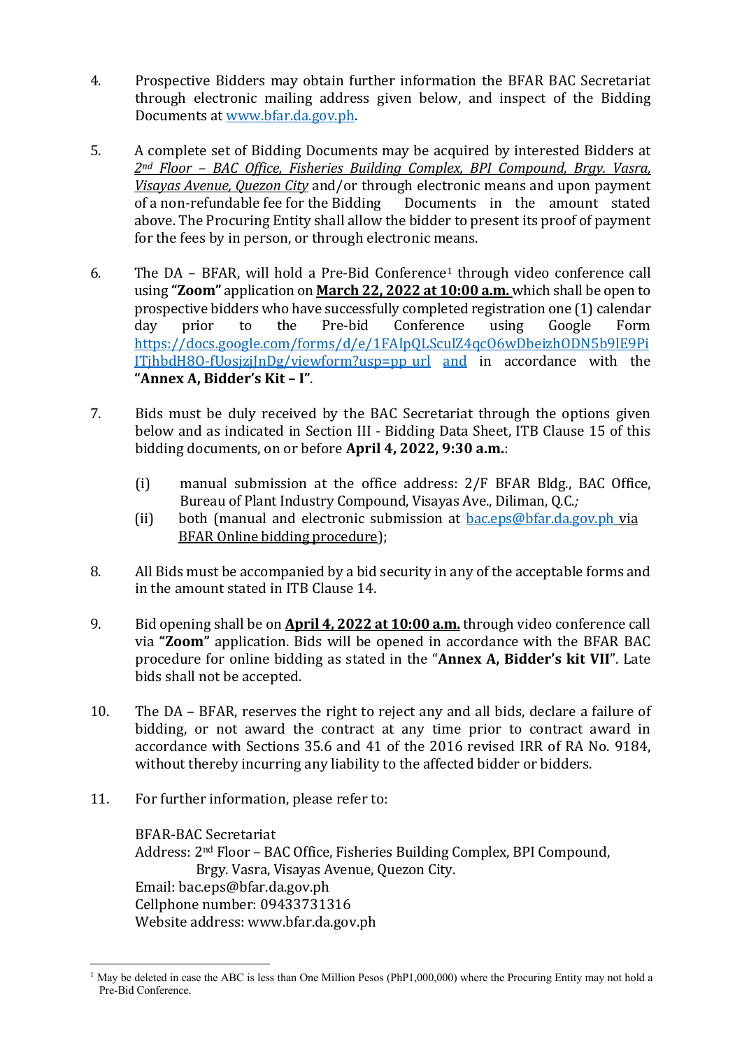4. Prospective Bidders may obtain further information the BFAR BAC Secretariat through electronic mailing address given below, and inspect of the Bidding Documents at [www.bfar.da.gov.ph](http://www.bfar.da.gov.ph).

5. A complete set of Bidding Documents may be acquired by interested Bidders at *2nd Floor – BAC Office, Fisheries Building Complex, BPI Compound, Brgy. Vasra, Visayas Avenue, Quezon City* and/or through electronic means and upon payment of a non-refundable fee for the Bidding Documents in the amount stated above. The Procuring Entity shall allow the bidder to present its proof of payment for the fees by in person, or through electronic means.

6. The DA – BFAR, will hold a Pre-Bid Conference[1] through video conference call using **"Zoom"** application on **March 22, 2022 at 10:00 a.m.** which shall be open to prospective bidders who have successfully completed registration one (1) calendar day prior to the Pre-bid Conference using Google Form [https://docs.google.com/forms/d/e/1FAIpQLSculZ4qcO6wDbeizhODN5b9lE9PiITjhbdH8O-fUosjzjJnDg/viewform?usp=pp_url](https://docs.google.com/forms/d/e/1FAIpQLSculZ4qcO6wDbeizhODN5b9lE9PiITjhbdH8O-fUosjzjJnDg/viewform?usp=pp_url) and in accordance with the **"Annex A, Bidder's Kit – I"**.

7. Bids must be duly received by the BAC Secretariat through the options given below and as indicated in Section III - Bidding Data Sheet, ITB Clause 15 of this bidding documents, on or before **April 4, 2022, 9:30 a.m.**:

   (i) manual submission at the office address: 2/F BFAR Bldg., BAC Office, Bureau of Plant Industry Compound, Visayas Ave., Diliman, Q.C.*;*

   (ii) both (manual and electronic submission at [bac.eps@bfar.da.gov.ph](mailto:bac.eps@bfar.da.gov.ph) via BFAR Online bidding procedure);

8. All Bids must be accompanied by a bid security in any of the acceptable forms and in the amount stated in ITB Clause 14.

9. Bid opening shall be on **April 4, 2022 at 10:00 a.m.** through video conference call via **"Zoom"** application. Bids will be opened in accordance with the BFAR BAC procedure for online bidding as stated in the "**Annex A, Bidder's kit VII**". Late bids shall not be accepted.

10. The DA – BFAR, reserves the right to reject any and all bids, declare a failure of bidding, or not award the contract at any time prior to contract award in accordance with Sections 35.6 and 41 of the 2016 revised IRR of RA No. 9184, without thereby incurring any liability to the affected bidder or bidders.

11. For further information, please refer to:

    BFAR-BAC Secretariat
    Address: 2nd Floor – BAC Office, Fisheries Building Complex, BPI Compound, Brgy. Vasra, Visayas Avenue, Quezon City.
    Email: bac.eps@bfar.da.gov.ph
    Cellphone number: 09433731316
    Website address: www.bfar.da.gov.ph

---

[1] May be deleted in case the ABC is less than One Million Pesos (PhP1,000,000) where the Procuring Entity may not hold a Pre-Bid Conference.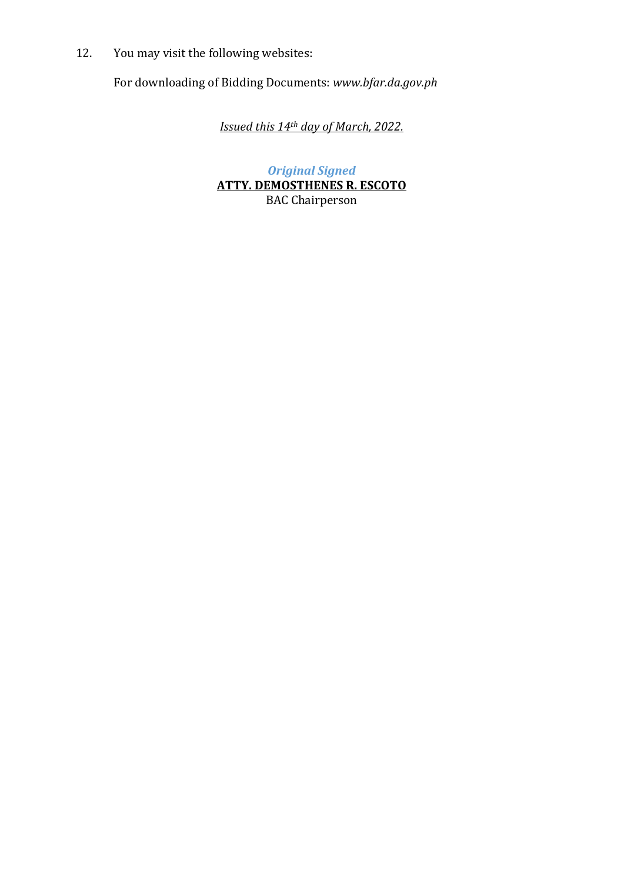12. You may visit the following websites:

    For downloading of Bidding Documents: *www.bfar.da.gov.ph*

*Issued this 14th day of March, 2022.*

***Original Signed***
**ATTY. DEMOSTHENES R. ESCOTO**
BAC Chairperson